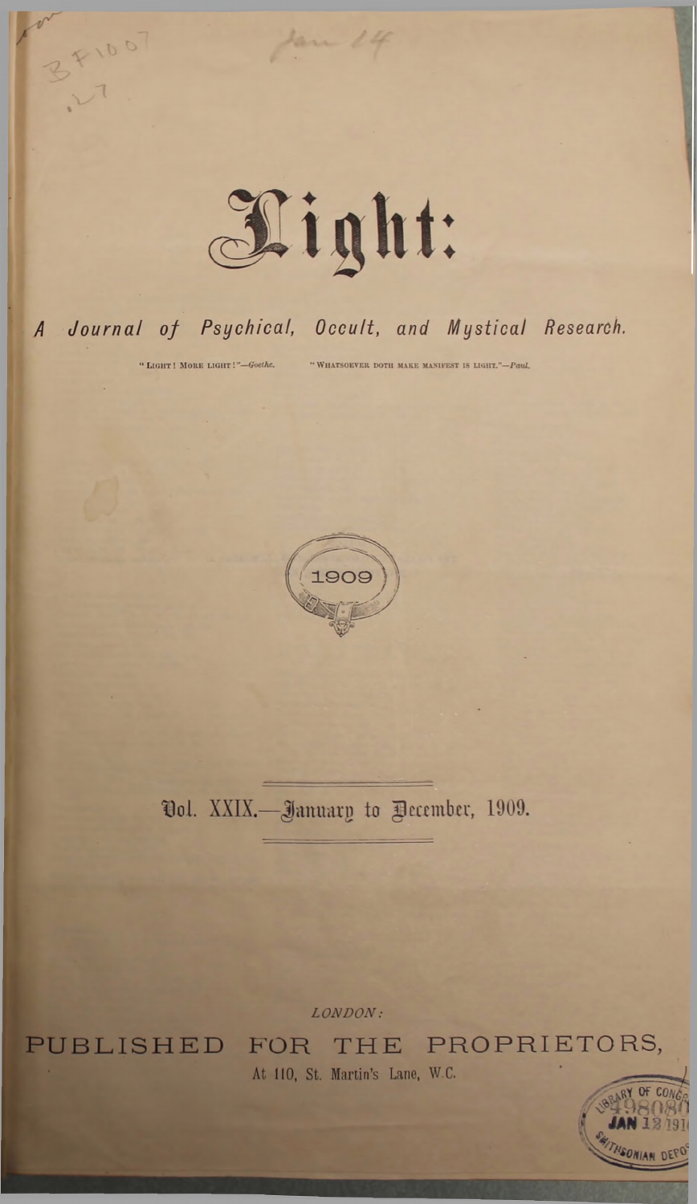# Light:

## *A Journal of Psychical, Occult, and Mystical Research.*

"LIGHT! MORE LIGHT!"—*Goethe.* "WHATSOEVER DOTH MAKE MANIFEST IS LIGHT."—*Paul.*

1909

Vol. XXIX.—January to December, 1909.

*LONDON:*

PUBLISHED FOR THE PROPRIETORS,

At 110, St. Martin's Lane, W.C.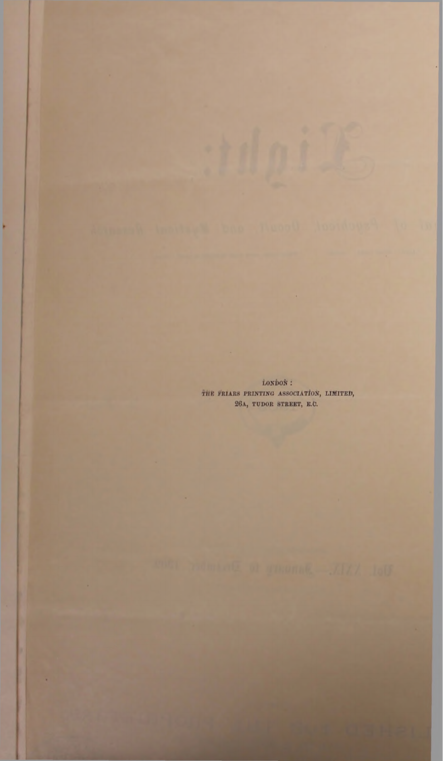LONDON :
THE FRIARS PRINTING ASSOCIATION, LIMITED,
26A, TUDOR STREET, E.C.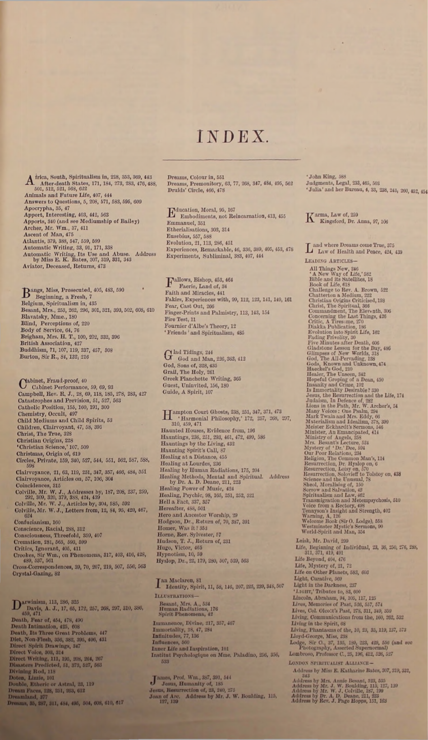# INDEX.

Africa, South, Spiritualism in, 228, 353, 369, 443
After-death States, 171, 184, 273, 283, 476, 488, 501, 512, 521, 568, 622
Animals and Future Life, 407, 444
Answers to Questions, 5, 208, 571, 583, 595, 609
Apocrypha, 35, 47
Apport, Interesting, 403, 442, 563
Apports, 340 (and see Mediumship of Bailey)
Archer, Mr. Wm., 37, 411
Ascent of Man, 475
Atlantis, 379, 388, 547, 559, 599
Automatic Writing, 33, 91, 171, 338
Automatic Writing, Its Use and Abuse. Address by Miss E. K. Bates, 307, 319, 331, 343
Aviator, Deceased, Returns, 473

Bangs, Miss, Prosecuted, 405, 483, 590
Beginning, a Fresh, 7
Belgium, Spiritualism in, 435
Besant, Mrs., 253, 262, 296, 301, 321, 393, 502, 608, 610
Blavatsky, Mme., 180
Blind, Perceptions of, 220
Body of Service, 64, 76
Brigham, Mrs. H. T., 100, 202, 332, 396
British Association, 427
Buddhism, 71, 107, 119, 337, 457, 508
Burton, Sir R., 84, 132, 216

Cabinet, Fraud-proof, 40
Cabinet Performance, 59, 69, 93
Campbell, Rev. R. J., 28, 69, 118, 185, 278, 283, 427
Catastrophes and Prevision, 51, 527, 563
Catholic Position, 155, 160, 191, 300
Chemistry, Occult, 497
Child Mediums and Child Spirits, 53
Children, Clairvoyant, 47, 58, 395
Christ, The True, 328
Christian Origins, 228
'Christian Science,' 107, 509
Christmas, Origin of, 619
Circles, Private, 159, 340, 527, 544, 551, 562, 587, 588, 598
Clairvoyance, 21, 63, 119, 251, 347, 357, 466, 484, 551
Clairvoyance, Articles on, 57, 106, 304
Coincidences, 315
Colville, Mr. W. J., Addresses by, 187, 208, 237, 259, 292, 309, 320, 379, 388, 424, 439
Colville, Mr. W. J., Articles by, 304, 585, 592
Colville, Mr. W. J., Letters from, 12, 84, 95, 420, 467, 624
Confucianism, 160
Conscience, Racial, 288, 312
Consciousness, Threefold, 359, 407
Cremation, 281, 565, 593, 599
Critics, Ignorant, 405, 411
Crookes, Sir Wm., on Phenomena, 317, 403, 416, 428, 489, 537, 561
Cross-Correspondences, 39, 70, 207, 219, 507, 556, 563
Crystal-Gazing, 82

Darwinism, 113, 286, 325
Davis, A. J., 17, 65, 172, 257, 268, 297, 310, 386, 459, 471
Death, Fear of, 454, 478, 490
Death Intimation, 425, 608
Death, Its Three Great Problems, 447
Diet, Non-Flesh, 350, 382, 395, 400, 431
Direct Spirit Drawings, 347
Direct Voice, 303, 314
Direct Writing, 111, 195, 208, 264, 267
Disasters Predicted, 51, 373, 527, 563
Divining Rod, 118
Doten, Lizzie, 101
Double, Etheric or Astral, 23, 119
Dream Faces, 228, 251, 263, 612
Dreamland, 377
Dreams, 35, 287, 311, 484, 495, 504, 608, 610, 617
Dreams, Colour in, 551
Dreams, Premonitory, 63, 77, 268, 347, 484, 495, 562
Druids' Circle, 466, 478

Education, Moral, 95, 167
Embodiments, not Reincarnation, 413, 455
Emmanuel, 351
Etherialisations, 303, 314
Eusebius, 557, 588
Evolution, 21, 113, 286, 451
Experiences, Remarkable, 46, 336, 389, 405, 453, 478
Experiments, Subliminal, 383, 407, 444

Fallows, Bishop, 453, 464
Faerie, Land of, 34
Faith and Miracles, 441
Fakirs, Experiences with, 99, 112, 123, 141, 149, 161
Fear, Cast Out, 266
Finger-Prints and Palmistry, 113, 143, 154
Fire Test, 11
Fournier d'Albe's Theory, 12
'Friends' and Spiritualism, 485

Glad Tidings, 244
God and Man, 226, 363, 412
God, Sons of, 328, 435
Grail, The Holy, 261
Greek Planchette Writing, 365
Guest, Uninvited, 156, 180
Guide, A Spirit, 107

Hampton Court Ghosts, 238, 251, 347, 371, 473
'Harmonial Philosophy,' 172, 257, 268, 297, 310, 459, 471
Haunted Houses, Evidence from, 196
Hauntings, 236, 251, 293, 461, 472, 499, 586
Hauntings by the Living, 432
Haunting Spirit's Call, 87
Healing at a Distance, 455
Healing at Lourdes, 236
Healing by Human Radiations, 175, 204
Healing Methods, Mental and Spiritual. Address by Dr. A. D. Deane, 211, 223
Healing Power of Music, 424
Healing, Psychic, 98, 165, 251, 252, 321
Hell a Fact, 337, 357
Hereafter, 488, 501
Hero and Ancestor Worship, 29
Hodgson, Dr., Return of, 70, 337, 391
Homer, Was it? 353
Horne, Rev. Sylvester, 57
Hudson, T. J., Return of, 231
Hugo, Victor, 465
Hypnotism, 10, 59
Hyslop, Dr., 22, 179, 280, 507, 529, 563

Ian Maclaren, 81
Identity, Spirit, 11, 58, 146, 207, 225, 239, 348, 507

ILLUSTRATIONS—
- Besant, Mrs. A., 534
- Human Radiations, 176
- Spirit Phenomena, 42

Immanence, Divine, 217, 357, 467
Immortality, 28, 47, 284
Infinitudes, 77, 136
Influences, 560
Inner Life and Inspiration, 101
Institut Psychologique on Mme. Paladino, 256, 356, 533

James, Prof. Wm., 387, 391, 544
Jesus, Humanity of, 185
Jesus, Resurrection of, 23, 240, 275
Joan of Arc. Address by Mr. J. W. Boulding, 115, 127, 139
'John King, 588
Judgments, Legal, 233, 465, 503
'Julia' and her Bureau, 4, 33, 238, 243, 260, 452, 454

Karma, Law of, 259
Kingsford, Dr. Anna, 97, 106

Land where Dreams come True, 375
Law of Health and Peace, 424, 439

LEADING ARTICLES—
- All Things New, 246
- 'A New Way of Life,' 582
- Bible and its Satellites, 18
- Book of Life, 618
- Challenge to Rev. A. Brown, 522
- Chatterton a Medium, 222
- Christian Origins Criticised, 198
- Christ, The Spiritual, 366
- Commandment, The Eleventh, 306
- Concerning the Last Things, 426
- Critic, A Tiresome, 270
- Diakka Publication, 186
- Evolution into Spirit Life, 162
- Fading Frivolity, 30
- Five Minutes after Death, 606
- Gladstone Lesson for the Day, 486
- Glimpses of New Worlds, 318
- God, The All-Pervading, 138
- Gods, Known and Unknown, 474
- Haeckel's God, 210
- Healer, The Unseen, 342
- Hopeful Groping of a Dean, 450
- Insanity and Crime, 102
- Is Immortality Desirable? 330
- Jesus, the Resurrection and the Life, 174
- Judaism, In Defence of, 282
- Lions in the Path, Mr. W. Archer's, 54
- Many Voices: One Psalm, 294
- Mark Twain and Mrs. Eddy, 66
- Materialism and Idealism, 378, 390
- Meister Eckhardt's Sermons, 546
- Minister, An Emancipated, 414
- Ministry of Angels, 258
- Mrs. Besant's Lecture, 534
- Mystery of 'Dr.' Dee, 594
- Our Poor Relations, 234
- Religion, The Common Man's, 114
- Resurrection, Dr. Hyslop on, 6
- Resurrection, Loisy on, 570
- Resurrection, Solovieff to Tolstoy on, 438
- Science and the Unusual, 78
- Sheol, Moralising of, 150
- Sorrow and Salvation, 42
- Spiritualism and Law, 462
- Transmigration and Metempsychosis, 510
- Voice from a Rectory, 498
- Tennyson's Insight and Strength, 402
- Warning, A, 126
- Welcome Book (Sir O. Lodge), 558
- Westminster Mystic's Sermons, 90
- World-Spirit and Man, 354

Leisk, Mr. David, 299
Life, Beginning of Individual, 23, 36, 250, 276, 288, 311, 371, 419, 491
Life Beyond, 404, 476
Life, Mystery of, 21, 72
Life on Other Planets, 583, 603
Light, Curative, 569
Light in the Darkness, 237
'LIGHT,' Tributes to, 83, 600
Lincoln, Abraham, 94, 105, 117, 125
Lives, Memories of Past, 526, 557, 574
Lives, Col. Olcott's Past, 278, 311, 349, 359
Living, Communications from the, 160, 262, 532
Living in the Spirit, 68
Living, Phantasms of the, 10, 23, 35, 119, 137, 573
Lloyd-George, Miss, 238
Lodge, Sir O., 37, 135, 189, 223, 429, 550 (and see Photography, Asserted Supernormal)
Lombroso, Professor C., 25, 196, 412, 526, 527

LONDON SPIRITUALIST ALLIANCE—
- Address by Miss E. Katharine Bates, 307, 319, 331, 343
- Address by Mrs. Annie Besant, 523, 535
- Address by Mr. J. W. Boulding, 115, 127, 139
- Address by Mr. W. J. Colville, 187, 199
- Address by Dr. A. D. Deane, 211, 223
- Address by Rev. J. Page Hopps, 151, 163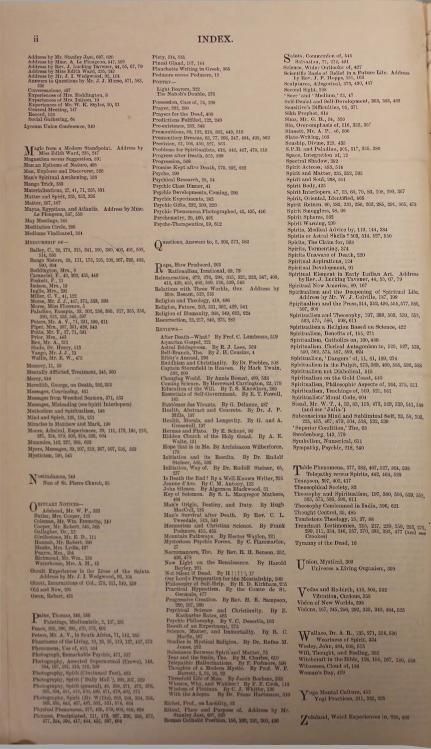# INDEX.

Address by Mr. Stanley Jast, 607, 620
Address by Mme. A. Le Plongeon, 547, 559
Address by Rev. J. Lucking Tavener, 44, 55, 67, 79
Address by Miss Edith Ward, 235, 247
Address by Mr. J. I. Wedgwood, 92, 104
Answers to Questions by Mr. J. J. Morse, 571, 583, 595
Conversazione, 497
Experiences of Mrs. Boddington, 8
Experiences of Mrs. Imison, 19
Experiences of Mr. W. K. Styles, 20, 31
General Meeting, 147
Record, 155
Social Gathering, 64

Lyceum Union Conference, 249

Magic from a Modern Standpoint. Address by Miss Edith Ward, 235, 247
Magnetism *versus* Suggestion, 591
Man an Epitome of Nature, 495
Man, Explorer and Discoverer, 520
Man's Spiritual Awakening, 136
Mango Trick, 383
Materialisations, 27, 41, 71, 255, 591
Matter and Spirit, 335, 352, 395
Matter, 567, 567
Mayas, Egyptians, and Atlantis. Address by Mme. Le Plongeon, 547, 559
May Meetings, 245
Meditation Circle, 286
Mediums Vindicated, 284

MEDIUMSHIP OF—
Bailey, C., 28, 170, 315, 341, 350, 380, 403, 491, 502, 514, 556
Bangs Sisters, 39, 111, 173, 195, 208, 267, 326, 483, 590, 604
Boddington, Mrs., 8
Carancini, F., 43, 202, 435, 446
Foskett, F., 11
Imison, Mrs., 19
Inglis, Mrs., 291
Miller, C. V., 41, 122
Morse, Mr. J. J., 447, 571, 583, 595
Morse, Miss Florence, 5
Paladino, Eusapia, 33, 202, 256, 305, 317, 355, 356, 380, 513, 533, 545, 597
Peters, Mr. A. V., 71, 291, 599, 611
Piper, Mrs., 387, 391, 429, 543
Potts, Mr. T., 27, 71, 591
Prior, Mrs., 443
Rex, Mr. A., 251
Slade, Dr. Henry, 513
Vango, Mr. J. J., 11
Wallis, Mr. E. W., 475

Memory, 11, 59
Mentally Afflicted, Treatment, 345, 360
Mercy, 244
Meredith, George, on Death, 252, 353
Messages, Convincing, 461
Messages from Wrecked Seamen, 371, 553
Messages, Misleading (see Spirit Interlopers)
Methodism and Spiritualism, 148
Mind and Spirit, 135, 154, 251
Miracles in Matthew and Mark, 190
Moore, Admiral, Experiences, 39, 111, 173, 195, 220, 231, 254, 279, 303, 314, 326, 604
Mummies, 142, 227, 268, 623
Myers, Messages, 39, 207, 219, 267, 507, 556, 563
Mysticism, 190, 545

Nostradamus, 249
Nun of St. Pierre Church, 95

OBITUARY NOTICES—
Adshead, Mr. W. P., 333
Butler, Mrs. Cooper, 125
Coleman, Mr. Wm. Emmette, 240
Cooper, Mr. Robert, 545, 568
Gallagher, Dr., 12
Girdlestone, Mr. E. D., 111
Hannah, Mr. Robert, 190
Manks, Mrs. Lydia, 437
Pearce, Mrs., 304
Richmond, Mr. Wm., 156
Waterhouse, Mrs. A. M., 43

Occult Experiences in the Lives of the Saints. Address by Mr. J. I. Wedgwood, 92, 104
Olcott, Incarnations of Col., 278, 311, 349, 359
Old and New, 295
Owen, Robert, 431

Paine, Thomas, 546, 566
Paintings, Mediumistic, 2, 137, 281
Peace, 205, 290, 395, 470, 578, 608
Peters, Mr. A. V., in South Africa, 71, 142, 365
Phantasms of the Living, 10, 23, 35, 119, 137, 487, 573
Phenomena, Use of, 410, 584
Photograph, Remarkable Psychic, 471, 537
Photography, Asserted Supernormal (Crewe), 143, 184, 187, 191, 218, 218, 239
Photography, Spirit (Cincinnati Test), 423
Photography, Spirit ('Daily Mail'), 290, 307, 329
Photography, Spirit (general), 46, 359, 371, 372, 376, 393, 394, 401, 418, 430, 430, 471, 479, 492, 573
Photography, Spirit (Mr. Wyllie), 263, 288, 324, 358, 369, 395, 443, 467, 491, 502, 531, 574, 624
Physical Phenomena, 377, 405, 579, 603, 616, 624
Pictures, Precipitated, 111, 173, 267, 326, 358, 372, 377, 384, 394, 417, 444, 455, 597, 604
Piety, 514, 551
Pineal Gland, 107, 144
Planchette Writing in Greek, 365
Podmore *versus* Podmore, 12

POETRY—
Light Bearers, 322
The Nabob's Double, 376

Possession, Case of, 75, 108
Prayer, 262, 280
Prayers for the Dead, 400
Predictions Fulfilled, 122, 249
Pre-existence, 283, 548
Premonitions, 59, 122, 218, 362, 449, 516
Premonitory Dreams, 63, 77, 268, 347, 484, 495, 562
Prevision, 51, 106, 430, 527, 563
Problems for Spiritualists, 418, 442, 467, 479, 516
Progress after Death, 515, 599
Progression, 568
Promise Kept after Death, 175, 242, 622
Psyche, 399
Psychical Research, 28, 34
Psychic Class Dinner, 41
Psychic Developments, Coming, 206
Psychic Experiments, 242
Psychic Gifts, 292, 309, 320
Psychic Phenomena Photographed, 43, 435, 446
Psychometry, 20, 460, 491
Psycho-Therapeutics, 59, 612

Questions, Answers to, 5, 208, 571, 583

Raps, How Produced, 203
Rationalism, Irrational, 69, 79
Reincarnation, 272, 276, 298, 315, 321, 323, 347, 408, 413, 430, 455, 466, 509, 526, 539, 548
Relations with Three Worlds, Our. Address by Mrs. Besant, 523, 535
Religion and Theology, 419, 496
Religion, Future, 293, 351, 361, 429, 541
Religion of Humanity, 368, 549, 623, 624
Resurrection, 23, 217, 240, 275, 281

REVIEWS—
After Death—What? By Prof. C. Lombroso, 519
Aquarian Gospel, 221
Astral Bridegroom. By R. J. Lees, 569
Bell-Branch, The. By J. H. Cousins, 4
Bibby's Annual, 296
Buddhism and Christianity. By Dr. Peebles, 508
Captain Stormfield in Heaven. By Mark Twain, 593, 609
Changing World. By Annie Besant, 499, 538
Coming Science. By Hereward Carrington, 22, 179
Education of the Will. By T. S. Knowlson, 285
Essentials of Self-Government. By E. T. Powell, 165
Fantômes des Vivants. By G. Delanne, 487
Health, Abstract and Concrete. By Dr. J. P. Mills, 197
Health, Morals, and Longevity. By G. and A. Gresswell, 197
Hermes and Plato. By E. Schuré, 98
Hidden Church of the Holy Graal. By A. E. Waite, 131
Hope that is in Me. By Archdeacon Wilberforce, 178
Initiation and its Results. By Dr. Rudolf Steiner, 585, 592
Initiation, Way of. By Dr. Rudolf Steiner, 65, 237
Is Death the End? By a Well-Known Writer, 295
Jeanne d'Arc. By C. M. Antony, 123
John Silence. By Algernon Blackwood, 51
Key of Solomon. By S. L. Macgregor Mathers, 464
Man's Origin, Destiny, and Duty. By Hugh MacColl, 185
Man's Survival after Death. By Rev. C. L. Tweedale, 513, 549
Mesmerism and Christian Science. By Frank Podmore, 415, 455
Mountain Pathways. By Hector Waylen, 221
Mysterious Psychic Forces. By C. Flammarion, 27
Necromancers, The. By Rev. R. H. Benson, 352, 436, 478
New Light on the Renaissance. By Harold Bayley, 201
Not Silent if Dead. By H!!!!!, 17
Our Lord's Preparation for the Messiahship, 500
Philosophy of Self-Help. By H. D. Kirkham, 215
Practical Hypnotism. By the Comte de St. Germain, 477
Progressive Creation. By Rev. H. E. Sampson, 200, 287, 300
Psychical Science and Christianity. By E. Katharine Bates, 463
Psychic Philosophy. By V. C. Desertis, 103
Result of an Experiment, 273
Science, Matter, and Immortality. By R. C. Macfie, 567
Studies in Mystical Religion. By Dr. Rufus M. Jones, 232
Substance Between Spirit and Matter, 75
Tear and the Smile, The. By M. Charles, 610
Telepathic Hallucinations. By F. Podmore, 596
Thoughts of a Modern Mystic. By Prof. W. F. Barrett, 3, 12, 16, 22
Threefold Life of Man. By Jacob Boehme, 333
Whence, Why, and Whither? By F. F. Cook, 118
Wisdom of Plotinus. By C. J. Whitby, 130
With the Adepts. By Dr. Franz Hartmann, 616

Richet, Prof., on Lucidity, 52
Ritual, Place and Purpose of. Address by Mr. Stanley Jast, 607, 620
Roman Catholic Position, 155, 160, 191, 300, 436

Saints, Communion of, 545
Salvation, 71, 272, 491
Science, Wider Outlooks of, 427
Scientific Basis of Belief in a Future Life. Address by Rev. J. P. Hopps, 151, 163
Sculptures, Allegorical, 373, 430, 487
Second Sight, 268
'Seer' and 'Medium,' 23, 47
Self-Denial and Self-Development, 363, 383, 432
Sensitive's Difficulties, 95, 371
Sikh Prophet, 614
Sims, Mr. G. R., 34, 526
Sin, Over-emphasis of, 316, 332, 357
Sinnett, Mr. A. P., 46, 560
Slate-Writing, 166
Sonship, Divine, 328, 435
S.P.R. and Paladino, 305, 317, 355, 380
Space, Integration of, 12
Spectral Shadow, 382
Spirit Actress, 483, 514
Spirit and Matter, 335, 352, 395
Spirit and Soul, 298, 551
Spirit Body, 425
Spirit Interlopers, 47, 53, 60, 70, 83, 108, 209, 367
Spirit, Oriental, Identified, 465
Spirit Return, 60, 183, 231, 256, 262, 285, 291, 365, 473
Spirit Smugglers, 28, 69
Spirit Spheres, 562
Spirit Warning, 209
Spirits, Medical Advice by, 119, 144, 334
Spirits or Astral Shells? 503, 514, 527, 550
Spirits, The Claim for, 368
Spirits, Tormenting, 374
Spirits Unaware of Death, 220
Spiritual Aspirations, 124
Spiritual Development, 91
Spiritual Element in Early Italian Art. Address by Rev. J. Lucking Tavener, 44, 55, 67, 79
Spiritual New America, 89, 167
Spiritualism and the Deepening of Spiritual Life. Address by Mr. W. J. Colville, 187, 199
Spiritualism and the Press, 214, 352, 496, 555, 577, 580, 597, 608
Spiritualism and Theosophy, 197, 380, 503, 539, 552, 563, 575, 586, 598, 611
Spiritualism a Religion Based on Science, 422
Spiritualism, Benefits of, 155, 271
Spiritualism, Catholics on, 160, 436
Spiritualism, Clerical Antagonism to, 525, 527, 538, 550, 562, 574, 587, 599, 624
Spiritualism, 'Dangers' of, 11, 81, 189, 274
Spiritualism in the Pulpit, 273, 369, 460, 585, 586, 588
Spiritualism not Diabolical, 515
Spiritualism on the Gold Coast, 440
Spiritualism, Philosophic Aspects of, 364, 375, 511
Spiritualism, Teachings of, 509, 521, 561
Spiritualists' Moral Code, 604
Stead, Mr. W. T., 4, 33, 83, 155, 473, 529, 539, 541, 549 (and see 'Julia')
Subconscious Mind and Subliminal Self, 23, 58, 103, 225, 455, 467, 479, 504, 528, 532, 539
'Superior Condition,' The, 65
Swedenborg, 143, 179
Symbolism, Numerical, 611
Sympathy, Psychic, 218, 240

Table Phenomena, 377, 383, 407, 527, 564, 598
Telepathy *versus* Spirits, 442, 464, 529
Tennyson, 397, 402, 417
Theosophical Society, 82
Theosophy and Spiritualism, 197, 380, 503, 539, 552, 563, 575, 586, 598, 611
Theosophy Condemned in India, 596, 621
Thought Control, 35, 485
Tombstone Theology, 15, 37, 88
Trenchant Testimonies, 215, 227, 239, 250, 263, 275, 299, 311, 334, 346, 357, 370, 381, 393, 477 (and see Crookes)
Tyranny of the Dead, 16

Union, Mystical, 309
Universe a Living Organism, 399

Vedas and Re-birth, 418, 508, 532
Vibration, Curious, 358
Vision of New Worlds, 398
Visions, 167, 245, 256, 292, 323, 340, 484, 525

Wallace, Dr. A. R., 135, 271, 334, 526
Weariness of Spirit, 334
Wesley, John, 484, 508, 515
Will, Thought, and Feeling, 262
Witchcraft in the Bible, 118, 154, 167, 180, 589
Witnesses, Cloud of, 184
Woman's Day, 419

Yoga Mental Culture, 452
Yogi Practices, 311, 323, 335

Zululand, Weird Experiences in, 233, 406